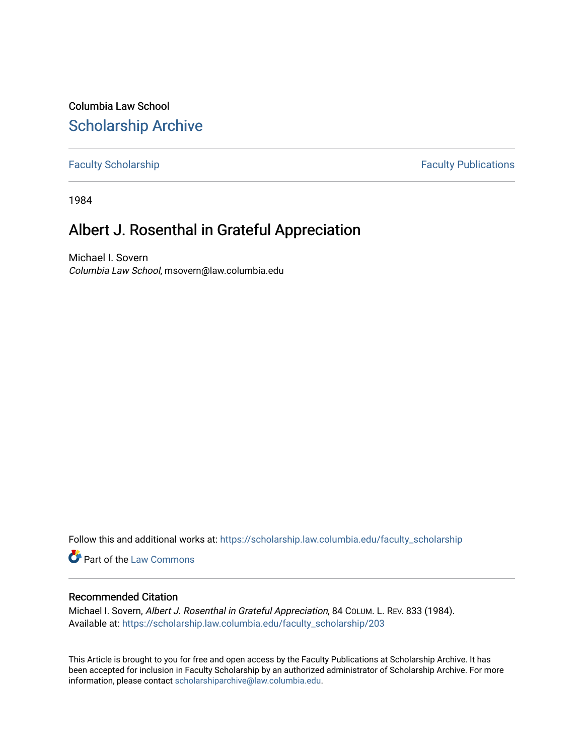Columbia Law School

# Scholarship Archive

Faculty Scholarship | Faculty Publications

1984

## Albert J. Rosenthal in Grateful Appreciation

Michael I. Sovern
*Columbia Law School*, msovern@law.columbia.edu

Follow this and additional works at: https://scholarship.law.columbia.edu/faculty_scholarship

Part of the Law Commons

### Recommended Citation

Michael I. Sovern, *Albert J. Rosenthal in Grateful Appreciation*, 84 COLUM. L. REV. 833 (1984).
Available at: https://scholarship.law.columbia.edu/faculty_scholarship/203

This Article is brought to you for free and open access by the Faculty Publications at Scholarship Archive. It has been accepted for inclusion in Faculty Scholarship by an authorized administrator of Scholarship Archive. For more information, please contact scholarshiparchive@law.columbia.edu.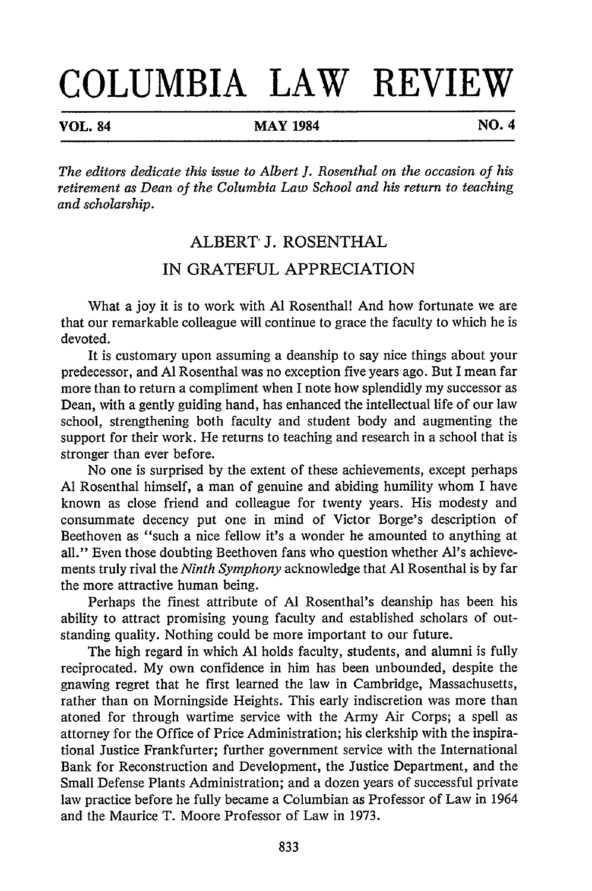# COLUMBIA LAW REVIEW

**VOL. 84 — MAY 1984 — NO. 4**

*The editors dedicate this issue to Albert J. Rosenthal on the occasion of his retirement as Dean of the Columbia Law School and his return to teaching and scholarship.*

## ALBERT J. ROSENTHAL

## IN GRATEFUL APPRECIATION

What a joy it is to work with Al Rosenthal! And how fortunate we are that our remarkable colleague will continue to grace the faculty to which he is devoted.

It is customary upon assuming a deanship to say nice things about your predecessor, and Al Rosenthal was no exception five years ago. But I mean far more than to return a compliment when I note how splendidly my successor as Dean, with a gently guiding hand, has enhanced the intellectual life of our law school, strengthening both faculty and student body and augmenting the support for their work. He returns to teaching and research in a school that is stronger than ever before.

No one is surprised by the extent of these achievements, except perhaps Al Rosenthal himself, a man of genuine and abiding humility whom I have known as close friend and colleague for twenty years. His modesty and consummate decency put one in mind of Victor Borge's description of Beethoven as "such a nice fellow it's a wonder he amounted to anything at all." Even those doubting Beethoven fans who question whether Al's achievements truly rival the *Ninth Symphony* acknowledge that Al Rosenthal is by far the more attractive human being.

Perhaps the finest attribute of Al Rosenthal's deanship has been his ability to attract promising young faculty and established scholars of outstanding quality. Nothing could be more important to our future.

The high regard in which Al holds faculty, students, and alumni is fully reciprocated. My own confidence in him has been unbounded, despite the gnawing regret that he first learned the law in Cambridge, Massachusetts, rather than on Morningside Heights. This early indiscretion was more than atoned for through wartime service with the Army Air Corps; a spell as attorney for the Office of Price Administration; his clerkship with the inspirational Justice Frankfurter; further government service with the International Bank for Reconstruction and Development, the Justice Department, and the Small Defense Plants Administration; and a dozen years of successful private law practice before he fully became a Columbian as Professor of Law in 1964 and the Maurice T. Moore Professor of Law in 1973.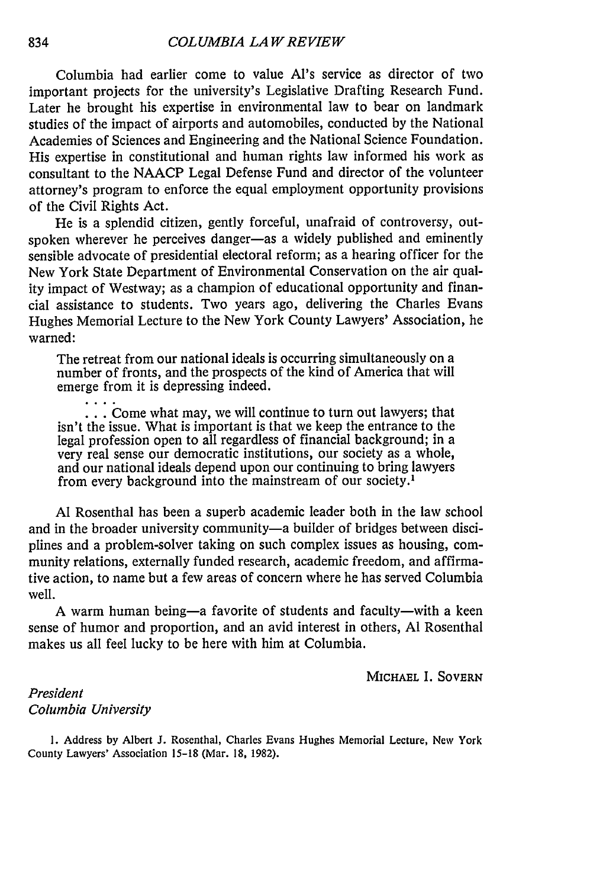Columbia had earlier come to value Al's service as director of two important projects for the university's Legislative Drafting Research Fund. Later he brought his expertise in environmental law to bear on landmark studies of the impact of airports and automobiles, conducted by the National Academies of Sciences and Engineering and the National Science Foundation. His expertise in constitutional and human rights law informed his work as consultant to the NAACP Legal Defense Fund and director of the volunteer attorney's program to enforce the equal employment opportunity provisions of the Civil Rights Act.

He is a splendid citizen, gently forceful, unafraid of controversy, outspoken wherever he perceives danger—as a widely published and eminently sensible advocate of presidential electoral reform; as a hearing officer for the New York State Department of Environmental Conservation on the air quality impact of Westway; as a champion of educational opportunity and financial assistance to students. Two years ago, delivering the Charles Evans Hughes Memorial Lecture to the New York County Lawyers' Association, he warned:

> The retreat from our national ideals is occurring simultaneously on a number of fronts, and the prospects of the kind of America that will emerge from it is depressing indeed.
>
> . . . .
>
> . . . Come what may, we will continue to turn out lawyers; that isn't the issue. What is important is that we keep the entrance to the legal profession open to all regardless of financial background; in a very real sense our democratic institutions, our society as a whole, and our national ideals depend upon our continuing to bring lawyers from every background into the mainstream of our society.[1]

Al Rosenthal has been a superb academic leader both in the law school and in the broader university community—a builder of bridges between disciplines and a problem-solver taking on such complex issues as housing, community relations, externally funded research, academic freedom, and affirmative action, to name but a few areas of concern where he has served Columbia well.

A warm human being—a favorite of students and faculty—with a keen sense of humor and proportion, and an avid interest in others, Al Rosenthal makes us all feel lucky to be here with him at Columbia.

MICHAEL I. SOVERN

*President*
*Columbia University*

1. Address by Albert J. Rosenthal, Charles Evans Hughes Memorial Lecture, New York County Lawyers' Association 15-18 (Mar. 18, 1982).